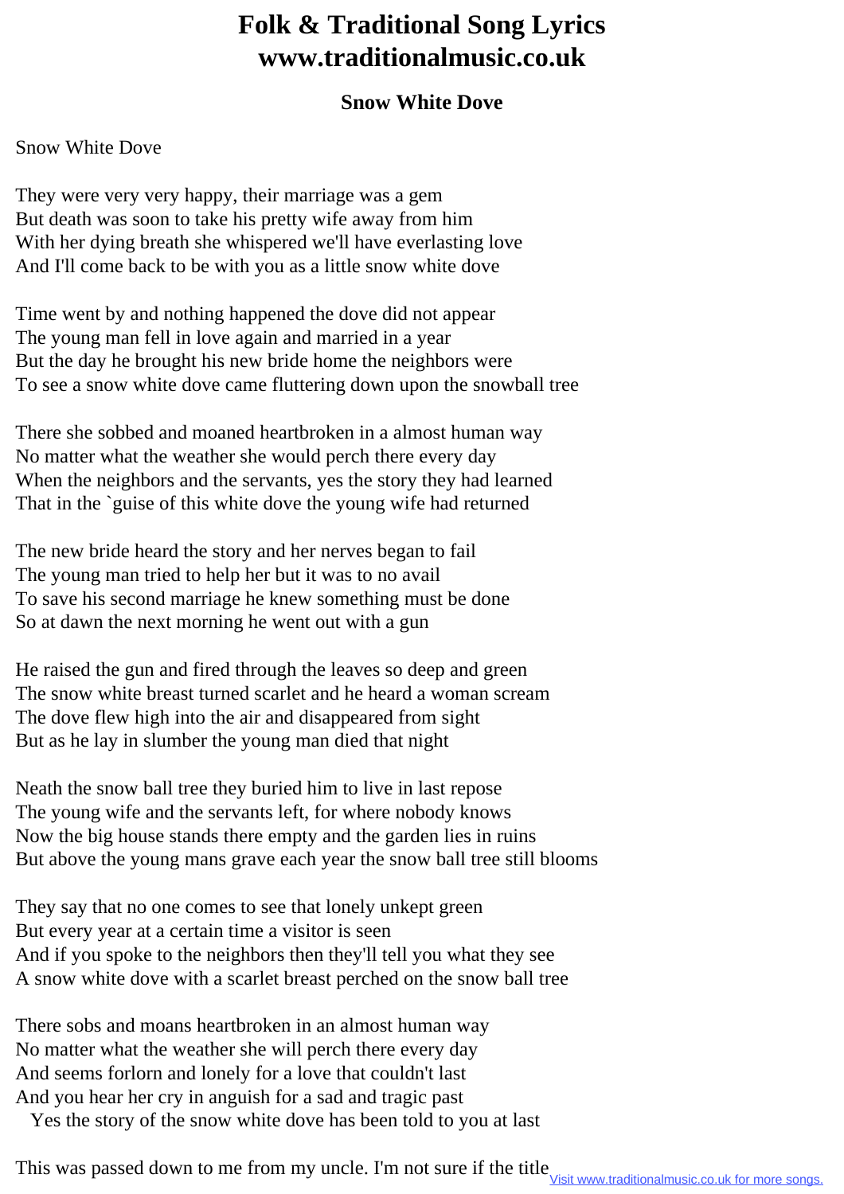# Folk & Traditional Song Lyrics
# www.traditionalmusic.co.uk

## Snow White Dove

Snow White Dove

They were very very happy, their marriage was a gem
But death was soon to take his pretty wife away from him
With her dying breath she whispered we'll have everlasting love
And I'll come back to be with you as a little snow white dove

Time went by and nothing happened the dove did not appear
The young man fell in love again and married in a year
But the day he brought his new bride home the neighbors were
To see a snow white dove came fluttering down upon the snowball tree

There she sobbed and moaned heartbroken in a almost human way
No matter what the weather she would perch there every day
When the neighbors and the servants, yes the story they had learned
That in the `guise of this white dove the young wife had returned

The new bride heard the story and her nerves began to fail
The young man tried to help her but it was to no avail
To save his second marriage he knew something must be done
So at dawn the next morning he went out with a gun

He raised the gun and fired through the leaves so deep and green
The snow white breast turned scarlet and he heard a woman scream
The dove flew high into the air and disappeared from sight
But as he lay in slumber the young man died that night

Neath the snow ball tree they buried him to live in last repose
The young wife and the servants left, for where nobody knows
Now the big house stands there empty and the garden lies in ruins
But above the young mans grave each year the snow ball tree still blooms

They say that no one comes to see that lonely unkept green
But every year at a certain time a visitor is seen
And if you spoke to the neighbors then they'll tell you what they see
A snow white dove with a scarlet breast perched on the snow ball tree

There sobs and moans heartbroken in an almost human way
No matter what the weather she will perch there every day
And seems forlorn and lonely for a love that couldn't last
And you hear her cry in anguish for a sad and tragic past
Yes the story of the snow white dove has been told to you at last

This was passed down to me from my uncle. I'm not sure if the title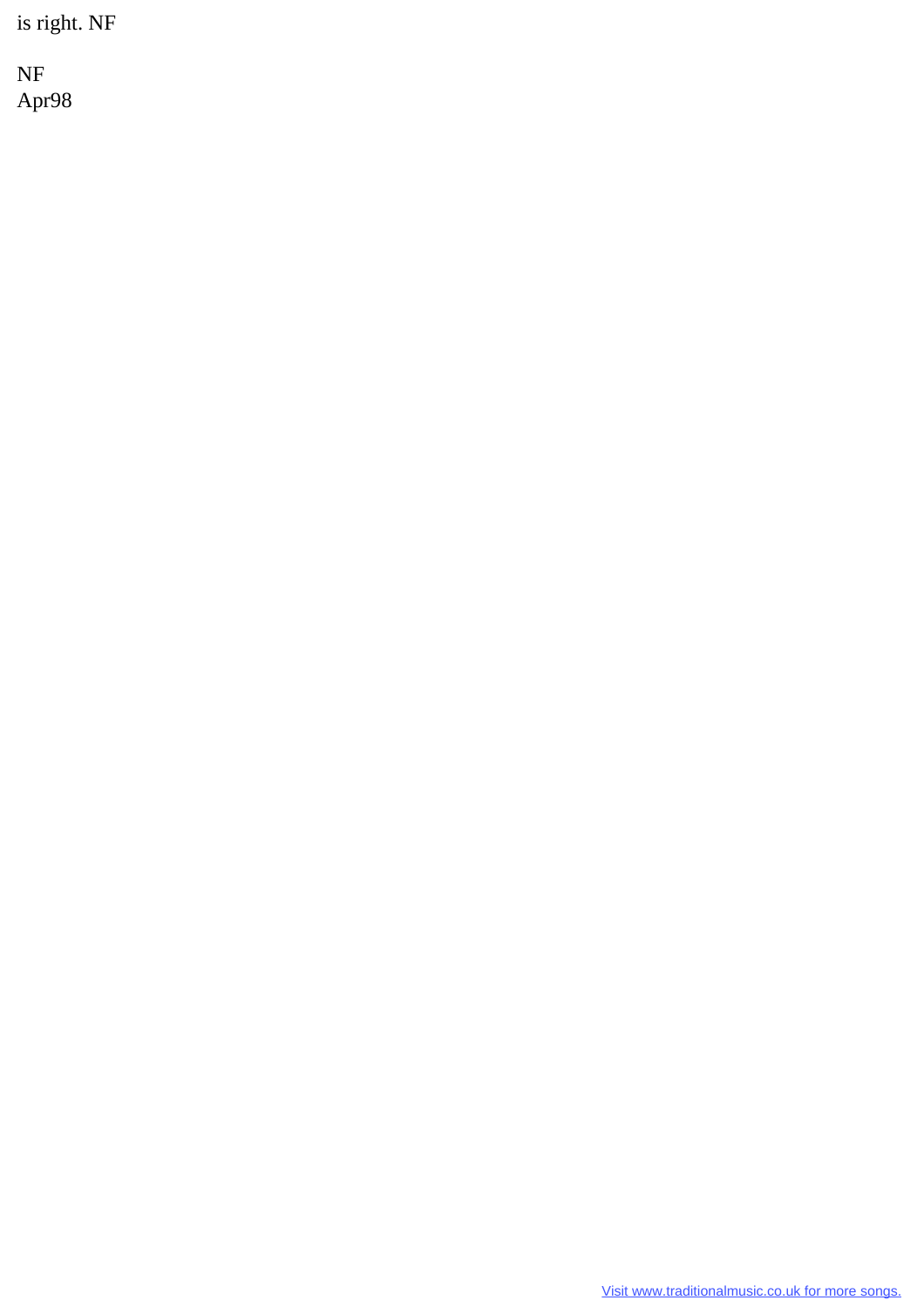is right. NF

NF
Apr98

Visit www.traditionalmusic.co.uk for more songs.